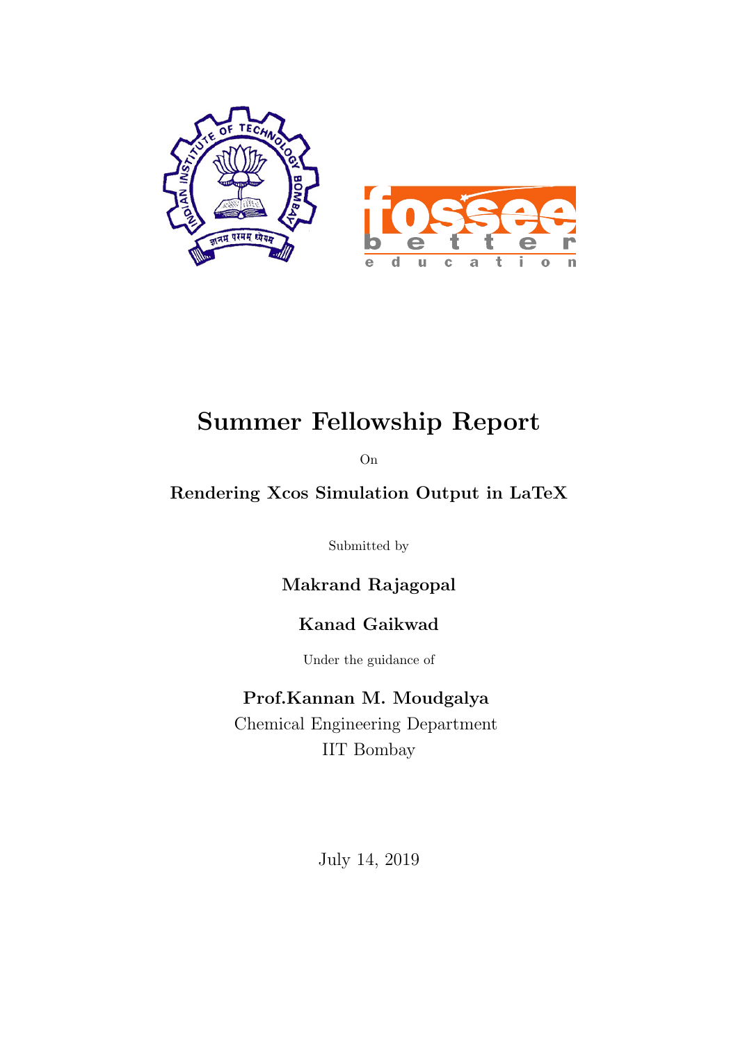# Summer Fellowship Report

On

**Rendering Xcos Simulation Output in LaTeX**

Submitted by

**Makrand Rajagopal**

**Kanad Gaikwad**

Under the guidance of

**Prof.Kannan M. Moudgalya**

Chemical Engineering Department

IIT Bombay

July 14, 2019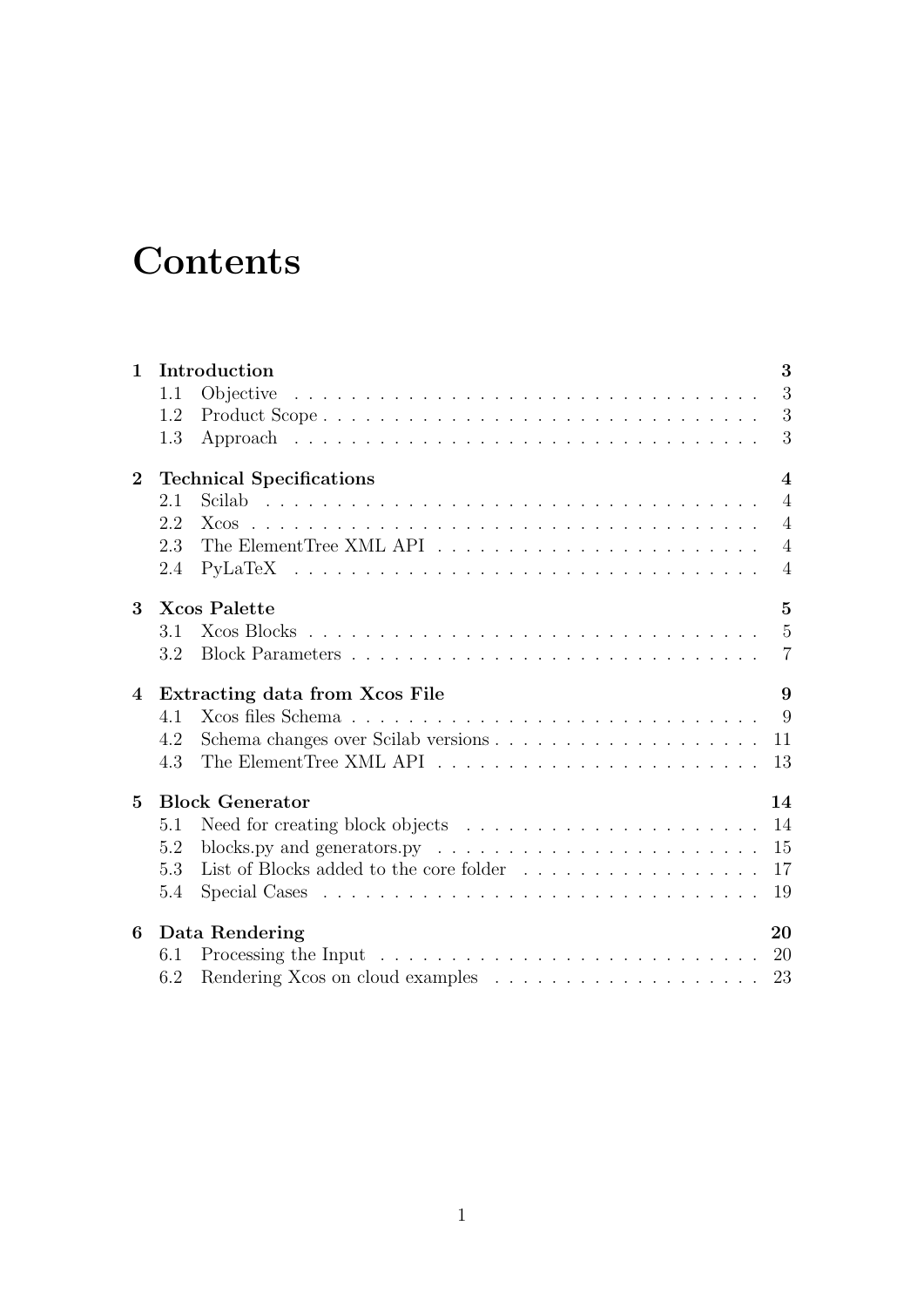# Contents

**1 Introduction** — 3
- 1.1 Objective — 3
- 1.2 Product Scope — 3
- 1.3 Approach — 3

**2 Technical Specifications** — 4
- 2.1 Scilab — 4
- 2.2 Xcos — 4
- 2.3 The ElementTree XML API — 4
- 2.4 PyLaTeX — 4

**3 Xcos Palette** — 5
- 3.1 Xcos Blocks — 5
- 3.2 Block Parameters — 7

**4 Extracting data from Xcos File** — 9
- 4.1 Xcos files Schema — 9
- 4.2 Schema changes over Scilab versions — 11
- 4.3 The ElementTree XML API — 13

**5 Block Generator** — 14
- 5.1 Need for creating block objects — 14
- 5.2 blocks.py and generators.py — 15
- 5.3 List of Blocks added to the core folder — 17
- 5.4 Special Cases — 19

**6 Data Rendering** — 20
- 6.1 Processing the Input — 20
- 6.2 Rendering Xcos on cloud examples — 23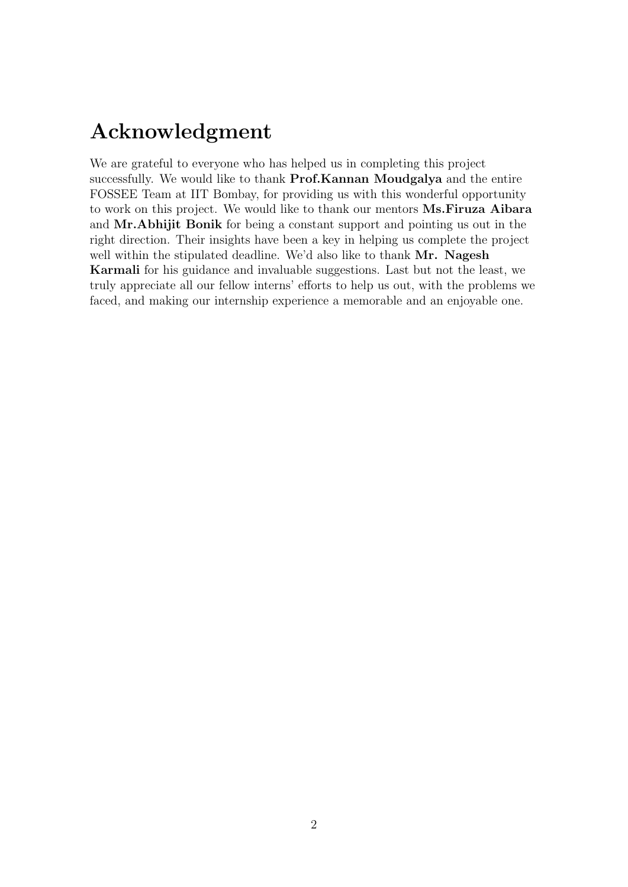# Acknowledgment

We are grateful to everyone who has helped us in completing this project successfully. We would like to thank **Prof.Kannan Moudgalya** and the entire FOSSEE Team at IIT Bombay, for providing us with this wonderful opportunity to work on this project. We would like to thank our mentors **Ms.Firuza Aibara** and **Mr.Abhijit Bonik** for being a constant support and pointing us out in the right direction. Their insights have been a key in helping us complete the project well within the stipulated deadline. We'd also like to thank **Mr. Nagesh Karmali** for his guidance and invaluable suggestions. Last but not the least, we truly appreciate all our fellow interns' efforts to help us out, with the problems we faced, and making our internship experience a memorable and an enjoyable one.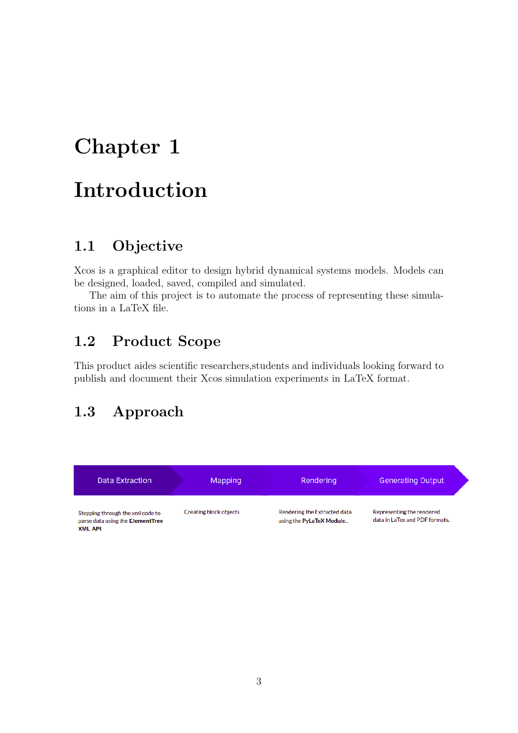# Chapter 1

# Introduction

## 1.1 Objective

Xcos is a graphical editor to design hybrid dynamical systems models. Models can be designed, loaded, saved, compiled and simulated.

The aim of this project is to automate the process of representing these simulations in a LaTeX file.

## 1.2 Product Scope

This product aides scientific researchers,students and individuals looking forward to publish and document their Xcos simulation experiments in LaTeX format.

## 1.3 Approach

| Data Extraction | Mapping | Rendering | Generating Output |
|---|---|---|---|
| Stepping through the xml code to parse data using the **ElementTree XML API** | Creating block objects | Rendering the Extracted data using the **PyLaTeX Module..** | Representing the rendered data in LaTex and PDF formats. |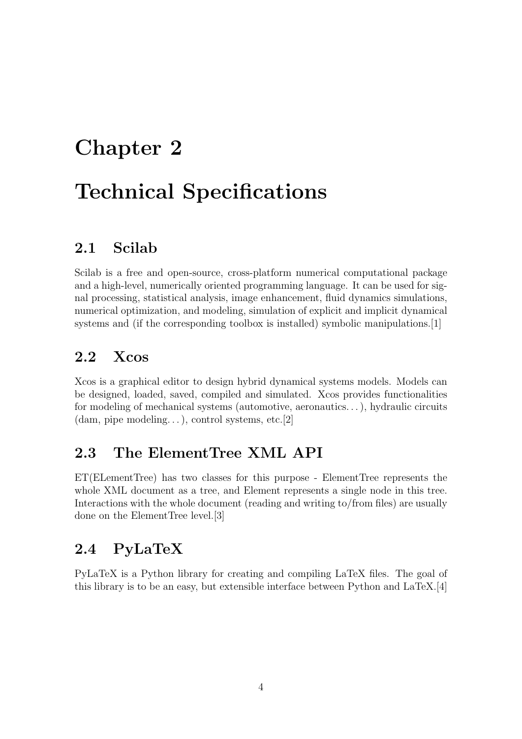# Chapter 2

# Technical Specifications

## 2.1 Scilab

Scilab is a free and open-source, cross-platform numerical computational package and a high-level, numerically oriented programming language. It can be used for signal processing, statistical analysis, image enhancement, fluid dynamics simulations, numerical optimization, and modeling, simulation of explicit and implicit dynamical systems and (if the corresponding toolbox is installed) symbolic manipulations.[1]

## 2.2 Xcos

Xcos is a graphical editor to design hybrid dynamical systems models. Models can be designed, loaded, saved, compiled and simulated. Xcos provides functionalities for modeling of mechanical systems (automotive, aeronautics. . . ), hydraulic circuits (dam, pipe modeling. . . ), control systems, etc.[2]

## 2.3 The ElementTree XML API

ET(ELementTree) has two classes for this purpose - ElementTree represents the whole XML document as a tree, and Element represents a single node in this tree. Interactions with the whole document (reading and writing to/from files) are usually done on the ElementTree level.[3]

## 2.4 PyLaTeX

PyLaTeX is a Python library for creating and compiling LaTeX files. The goal of this library is to be an easy, but extensible interface between Python and LaTeX.[4]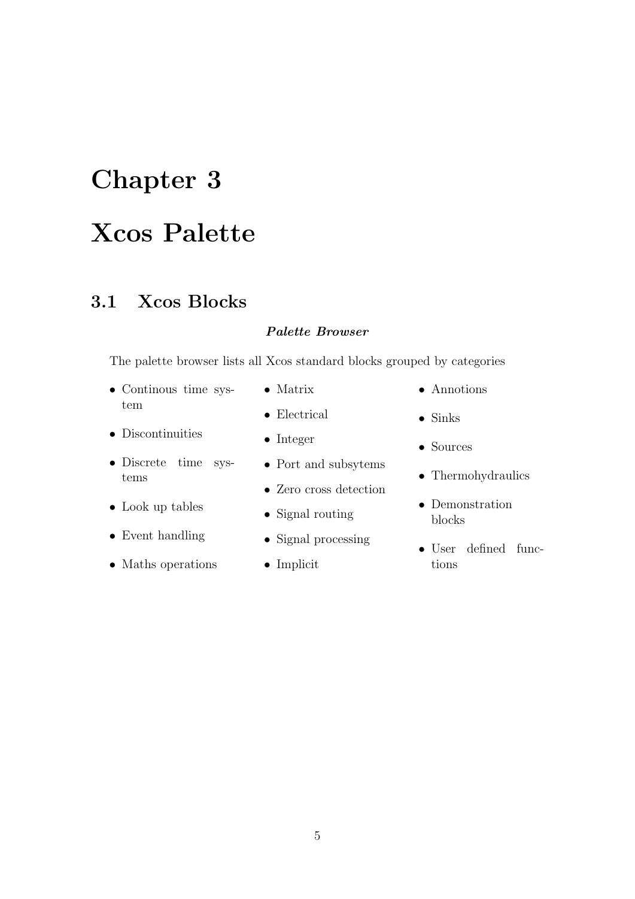# Chapter 3

# Xcos Palette

## 3.1 Xcos Blocks

***Palette Browser***

The palette browser lists all Xcos standard blocks grouped by categories

- Continous time system
- Discontinuities
- Discrete time systems
- Look up tables
- Event handling
- Maths operations
- Matrix
- Electrical
- Integer
- Port and subsytems
- Zero cross detection
- Signal routing
- Signal processing
- Implicit
- Annotions
- Sinks
- Sources
- Thermohydraulics
- Demonstration blocks
- User defined functions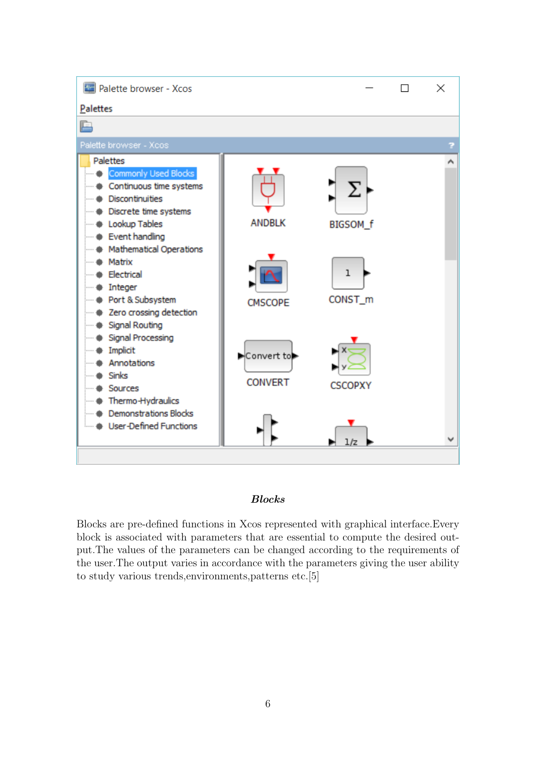## *Blocks*

Blocks are pre-defined functions in Xcos represented with graphical interface.Every block is associated with parameters that are essential to compute the desired output.The values of the parameters can be changed according to the requirements of the user.The output varies in accordance with the parameters giving the user ability to study various trends,environments,patterns etc.[5]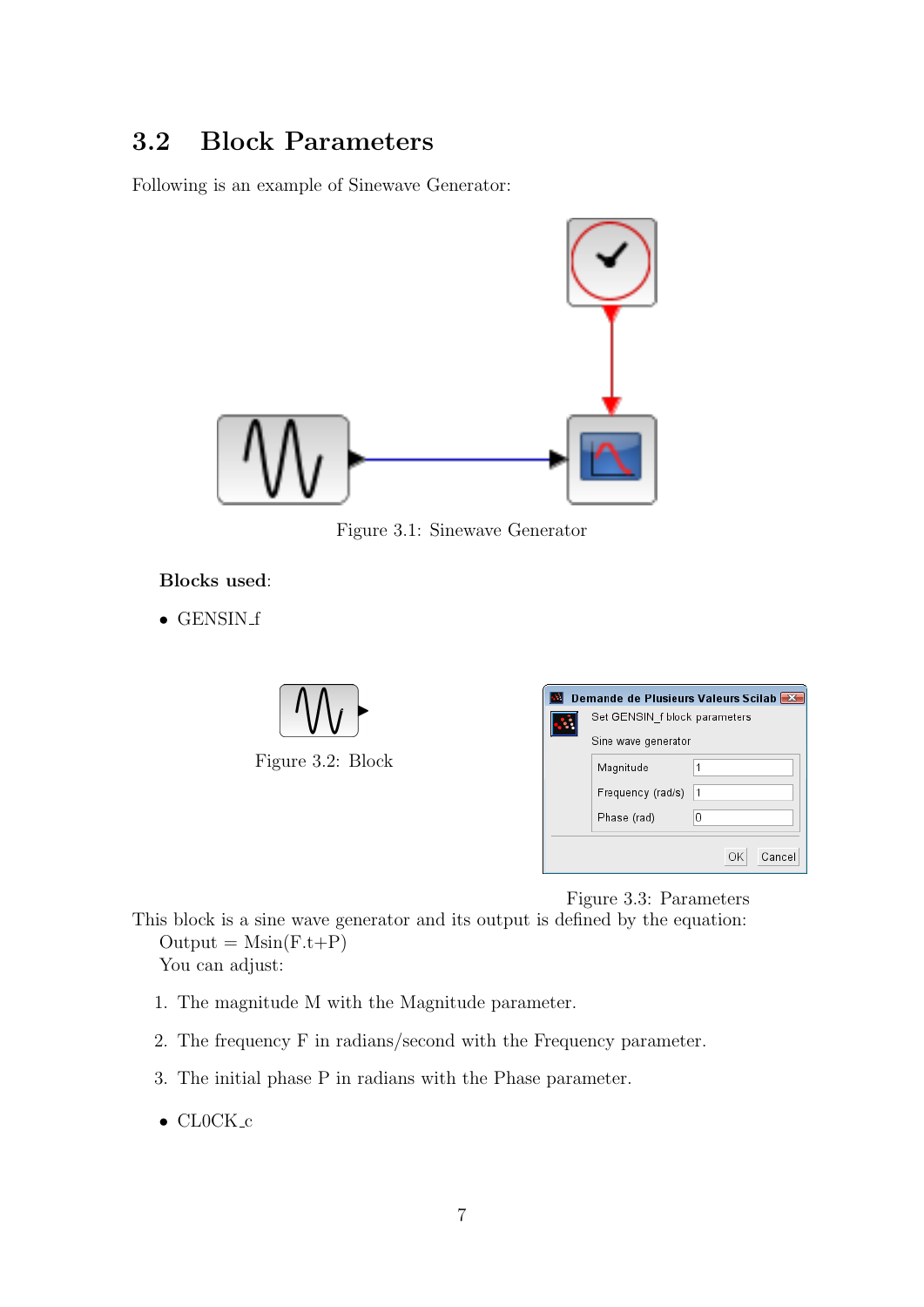## 3.2 Block Parameters

Following is an example of Sinewave Generator:

Figure 3.1: Sinewave Generator

**Blocks used**:

- GENSIN_f

Figure 3.2: Block

Figure 3.3: Parameters

This block is a sine wave generator and its output is defined by the equation:

Output = Msin(F.t+P)

You can adjust:

1. The magnitude M with the Magnitude parameter.
2. The frequency F in radians/second with the Frequency parameter.
3. The initial phase P in radians with the Phase parameter.

- CL0CK_c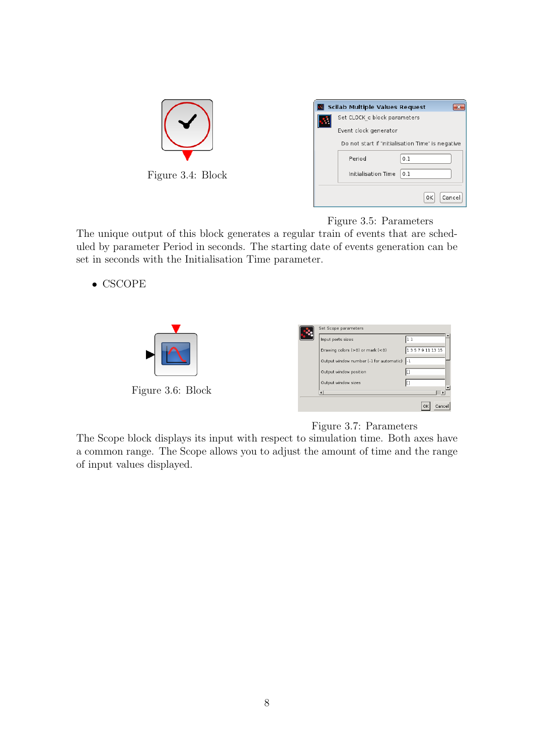Figure 3.4: Block

Figure 3.5: Parameters

The unique output of this block generates a regular train of events that are scheduled by parameter Period in seconds. The starting date of events generation can be set in seconds with the Initialisation Time parameter.

- CSCOPE

Figure 3.6: Block

Figure 3.7: Parameters

The Scope block displays its input with respect to simulation time. Both axes have a common range. The Scope allows you to adjust the amount of time and the range of input values displayed.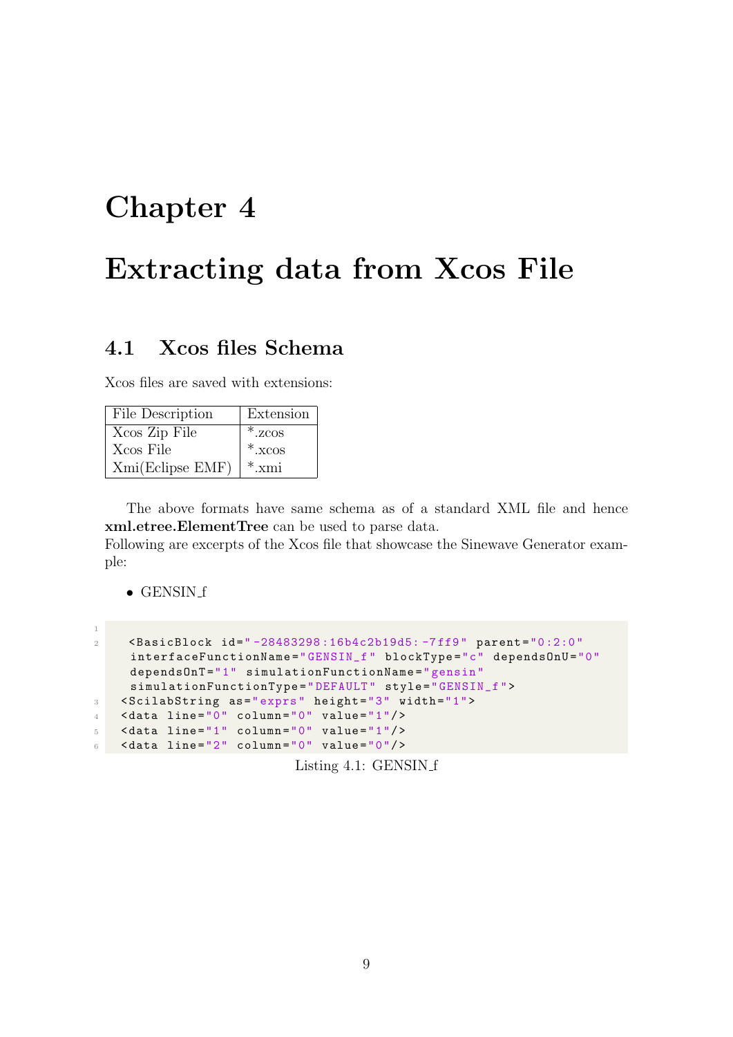# Chapter 4

# Extracting data from Xcos File

## 4.1 Xcos files Schema

Xcos files are saved with extensions:

| File Description | Extension |
|---|---|
| Xcos Zip File | *.zcos |
| Xcos File | *.xcos |
| Xmi(Eclipse EMF) | *.xmi |

The above formats have same schema as of a standard XML file and hence **xml.etree.ElementTree** can be used to parse data.
Following are excerpts of the Xcos file that showcase the Sinewave Generator example:

- GENSIN_f

```

  <BasicBlock id="-28483298:16b4c2b19d5:-7ff9" parent="0:2:0"
   interfaceFunctionName="GENSIN_f" blockType="c" dependsOnU="0"
   dependsOnT="1" simulationFunctionName="gensin"
   simulationFunctionType="DEFAULT" style="GENSIN_f">
  <ScilabString as="exprs" height="3" width="1">
  <data line="0" column="0" value="1"/>
  <data line="1" column="0" value="1"/>
  <data line="2" column="0" value="0"/>
```

Listing 4.1: GENSIN_f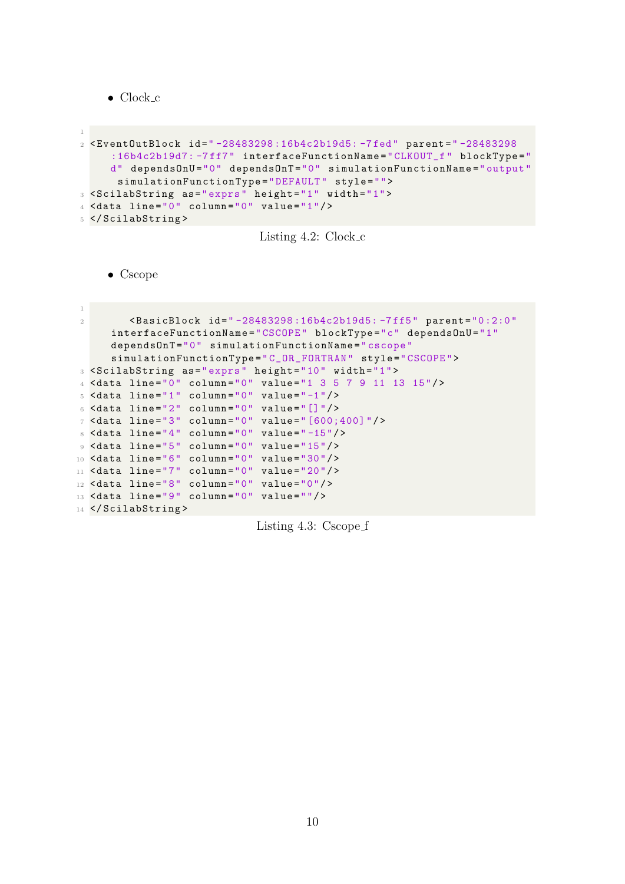- Clock_c

```

<EventOutBlock id="-28483298:16b4c2b19d5:-7fed" parent="-28483298
    :16b4c2b19d7:-7ff7" interfaceFunctionName="CLKOUT_f" blockType="
    d" dependsOnU="0" dependsOnT="0" simulationFunctionName="output"
     simulationFunctionType="DEFAULT" style="">
<ScilabString as="exprs" height="1" width="1">
<data line="0" column="0" value="1"/>
</ScilabString>
```

Listing 4.2: Clock_c

- Cscope

```

      <BasicBlock id="-28483298:16b4c2b19d5:-7ff5" parent="0:2:0"
    interfaceFunctionName="CSCOPE" blockType="c" dependsOnU="1"
    dependsOnT="0" simulationFunctionName="cscope"
    simulationFunctionType="C_OR_FORTRAN" style="CSCOPE">
<ScilabString as="exprs" height="10" width="1">
<data line="0" column="0" value="1 3 5 7 9 11 13 15"/>
<data line="1" column="0" value="-1"/>
<data line="2" column="0" value="[]"/>
<data line="3" column="0" value="[600;400]"/>
<data line="4" column="0" value="-15"/>
<data line="5" column="0" value="15"/>
<data line="6" column="0" value="30"/>
<data line="7" column="0" value="20"/>
<data line="8" column="0" value="0"/>
<data line="9" column="0" value=""/>
</ScilabString>
```

Listing 4.3: Cscope_f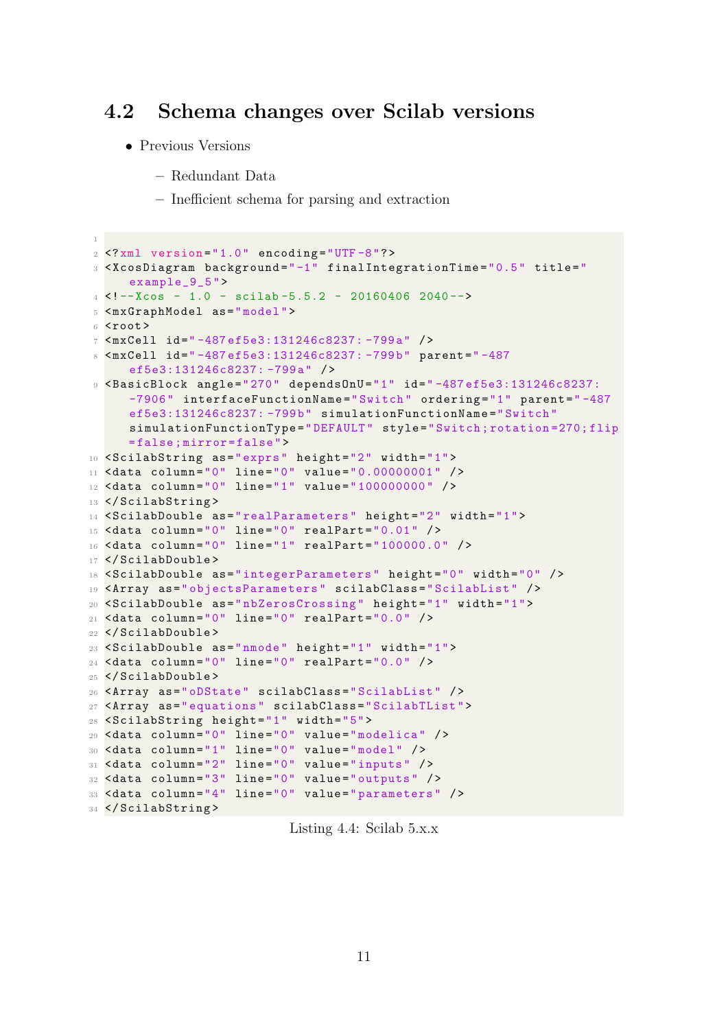## 4.2 Schema changes over Scilab versions

- Previous Versions
  - Redundant Data
  - Inefficient schema for parsing and extraction

```xml

<?xml version="1.0" encoding="UTF-8"?>
<XcosDiagram background="-1" finalIntegrationTime="0.5" title="example_9_5">
<!--Xcos - 1.0 - scilab-5.5.2 - 20160406 2040-->
<mxGraphModel as="model">
<root>
<mxCell id="-487ef5e3:131246c8237:-799a" />
<mxCell id="-487ef5e3:131246c8237:-799b" parent="-487ef5e3:131246c8237:-799a" />
<BasicBlock angle="270" dependsOnU="1" id="-487ef5e3:131246c8237:-7906" interfaceFunctionName="Switch" ordering="1" parent="-487ef5e3:131246c8237:-799b" simulationFunctionName="Switch" simulationFunctionType="DEFAULT" style="Switch;rotation=270;flip=false;mirror=false">
<ScilabString as="exprs" height="2" width="1">
<data column="0" line="0" value="0.00000001" />
<data column="0" line="1" value="100000000" />
</ScilabString>
<ScilabDouble as="realParameters" height="2" width="1">
<data column="0" line="0" realPart="0.01" />
<data column="0" line="1" realPart="100000.0" />
</ScilabDouble>
<ScilabDouble as="integerParameters" height="0" width="0" />
<Array as="objectsParameters" scilabClass="ScilabList" />
<ScilabDouble as="nbZerosCrossing" height="1" width="1">
<data column="0" line="0" realPart="0.0" />
</ScilabDouble>
<ScilabDouble as="nmode" height="1" width="1">
<data column="0" line="0" realPart="0.0" />
</ScilabDouble>
<Array as="oDState" scilabClass="ScilabList" />
<Array as="equations" scilabClass="ScilabTList">
<ScilabString height="1" width="5">
<data column="0" line="0" value="modelica" />
<data column="1" line="0" value="model" />
<data column="2" line="0" value="inputs" />
<data column="3" line="0" value="outputs" />
<data column="4" line="0" value="parameters" />
</ScilabString>
```

Listing 4.4: Scilab 5.x.x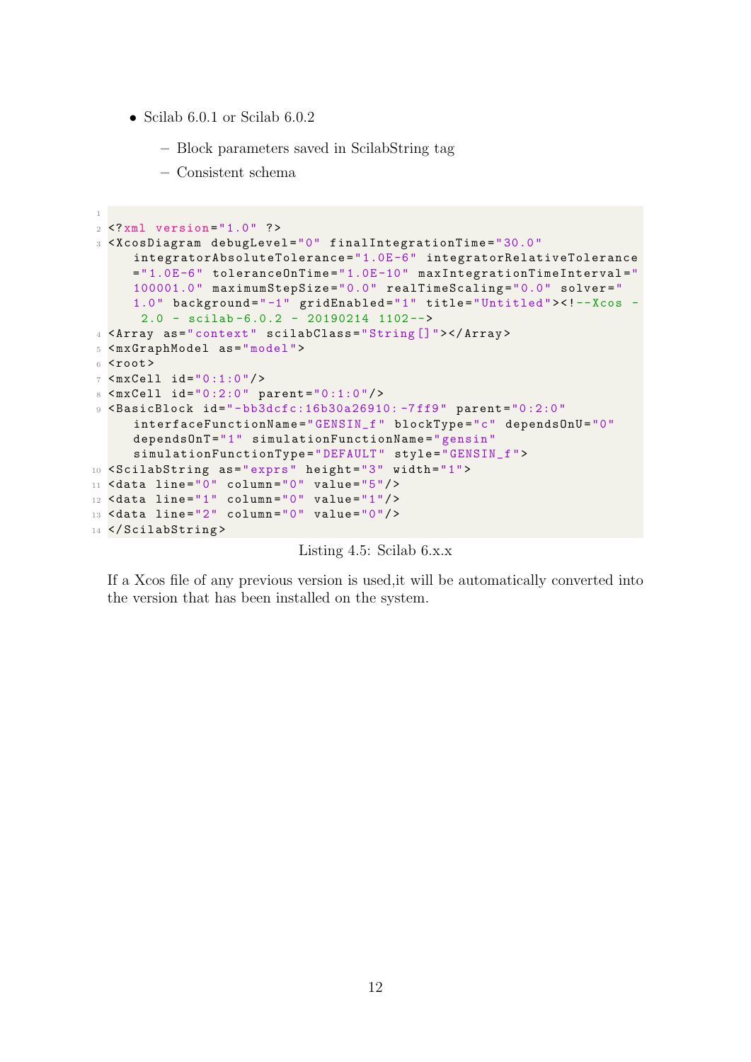- Scilab 6.0.1 or Scilab 6.0.2
  - Block parameters saved in ScilabString tag
  - Consistent schema

```xml

<?xml version="1.0" ?>
<XcosDiagram debugLevel="0" finalIntegrationTime="30.0" integratorAbsoluteTolerance="1.0E-6" integratorRelativeTolerance="1.0E-6" toleranceOnTime="1.0E-10" maxIntegrationTimeInterval="100001.0" maximumStepSize="0.0" realTimeScaling="0.0" solver="1.0" background="-1" gridEnabled="1" title="Untitled"><!--Xcos - 2.0 - scilab-6.0.2 - 20190214 1102-->
<Array as="context" scilabClass="String[]"></Array>
<mxGraphModel as="model">
<root>
<mxCell id="0:1:0"/>
<mxCell id="0:2:0" parent="0:1:0"/>
<BasicBlock id="-bb3dcfc:16b30a26910:-7ff9" parent="0:2:0" interfaceFunctionName="GENSIN_f" blockType="c" dependsOnU="0" dependsOnT="1" simulationFunctionName="gensin" simulationFunctionType="DEFAULT" style="GENSIN_f">
<ScilabString as="exprs" height="3" width="1">
<data line="0" column="0" value="5"/>
<data line="1" column="0" value="1"/>
<data line="2" column="0" value="0"/>
</ScilabString>
```

Listing 4.5: Scilab 6.x.x

If a Xcos file of any previous version is used,it will be automatically converted into the version that has been installed on the system.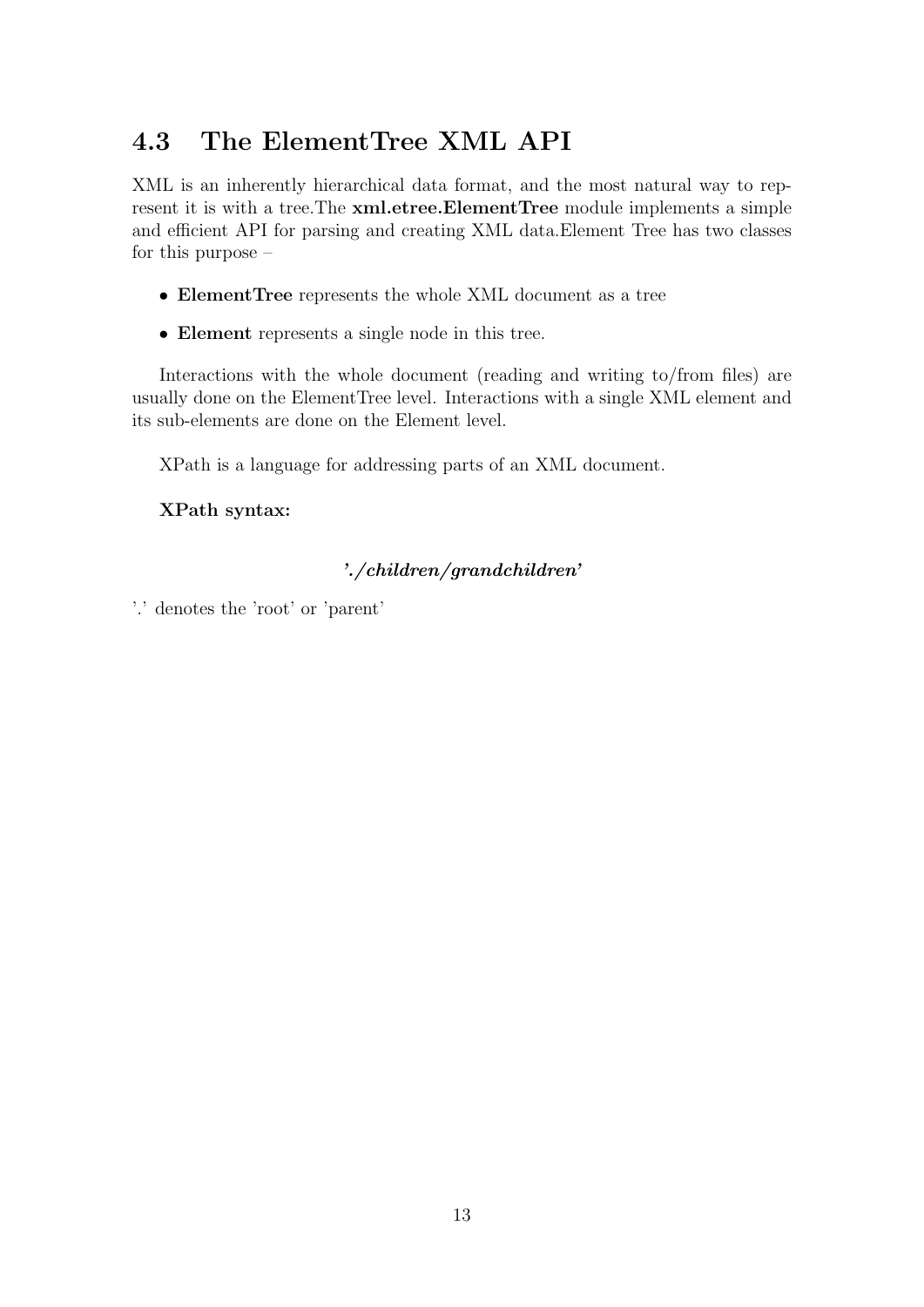## 4.3 The ElementTree XML API

XML is an inherently hierarchical data format, and the most natural way to represent it is with a tree.The **xml.etree.ElementTree** module implements a simple and efficient API for parsing and creating XML data.Element Tree has two classes for this purpose –

- **ElementTree** represents the whole XML document as a tree
- **Element** represents a single node in this tree.

Interactions with the whole document (reading and writing to/from files) are usually done on the ElementTree level. Interactions with a single XML element and its sub-elements are done on the Element level.

XPath is a language for addressing parts of an XML document.

**XPath syntax:**

***'./children/grandchildren'***

'.' denotes the 'root' or 'parent'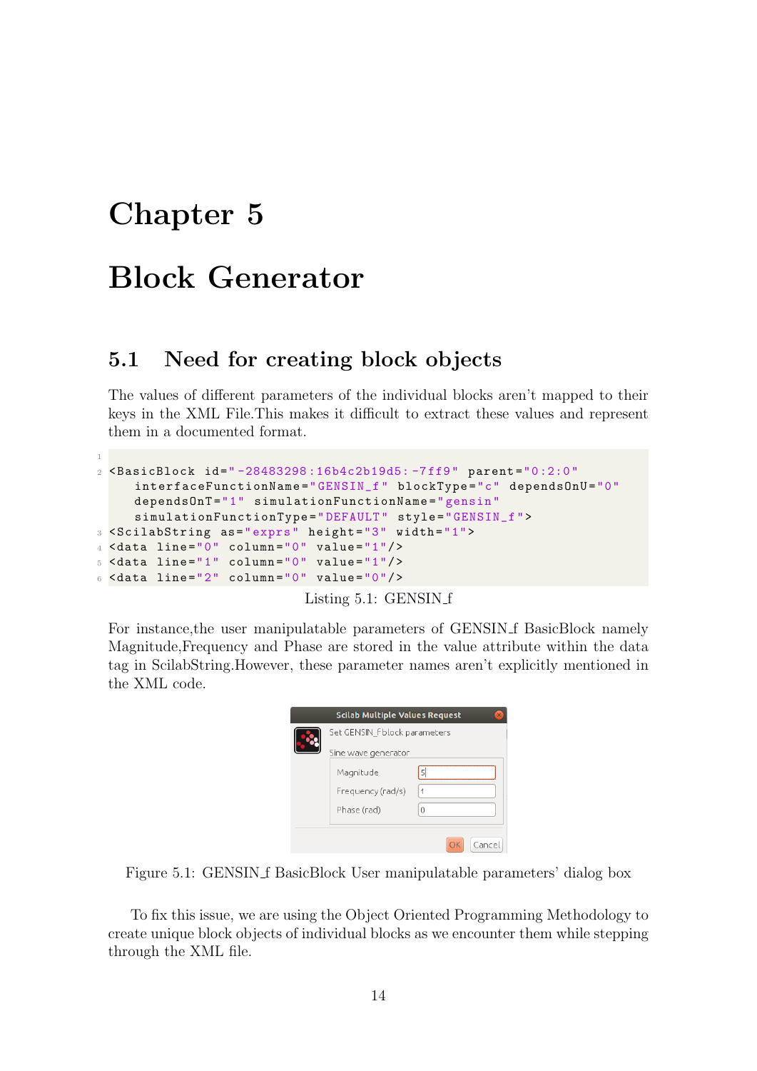# Chapter 5

# Block Generator

## 5.1 Need for creating block objects

The values of different parameters of the individual blocks aren't mapped to their keys in the XML File.This makes it difficult to extract these values and represent them in a documented format.

```

<BasicBlock id="-28483298:16b4c2b19d5:-7ff9" parent="0:2:0"
    interfaceFunctionName="GENSIN_f" blockType="c" dependsOnU="0"
    dependsOnT="1" simulationFunctionName="gensin"
    simulationFunctionType="DEFAULT" style="GENSIN_f">
<ScilabString as="exprs" height="3" width="1">
<data line="0" column="0" value="1"/>
<data line="1" column="0" value="1"/>
<data line="2" column="0" value="0"/>
```

Listing 5.1: GENSIN_f

For instance,the user manipulatable parameters of GENSIN_f BasicBlock namely Magnitude,Frequency and Phase are stored in the value attribute within the data tag in ScilabString.However, these parameter names aren't explicitly mentioned in the XML code.

Figure 5.1: GENSIN_f BasicBlock User manipulatable parameters' dialog box

To fix this issue, we are using the Object Oriented Programming Methodology to create unique block objects of individual blocks as we encounter them while stepping through the XML file.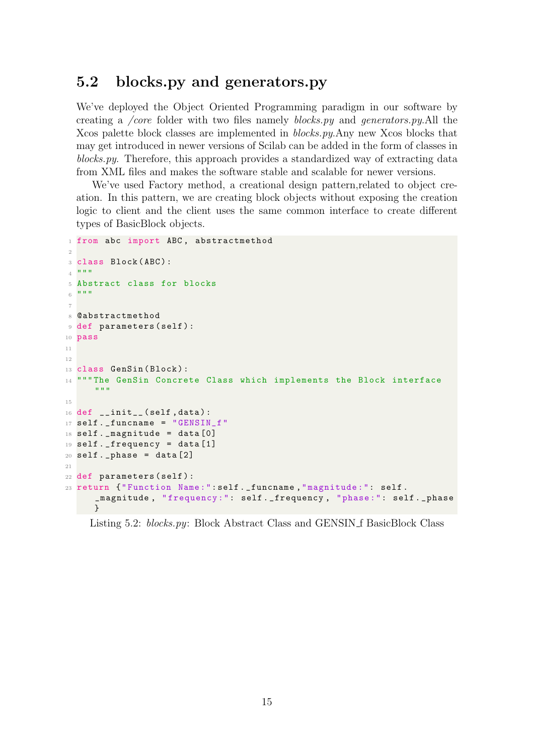## 5.2 blocks.py and generators.py

We've deployed the Object Oriented Programming paradigm in our software by creating a */core* folder with two files namely *blocks.py* and *generators.py*.All the Xcos palette block classes are implemented in *blocks.py*.Any new Xcos blocks that may get introduced in newer versions of Scilab can be added in the form of classes in *blocks.py*. Therefore, this approach provides a standardized way of extracting data from XML files and makes the software stable and scalable for newer versions.

We've used Factory method, a creational design pattern,related to object creation. In this pattern, we are creating block objects without exposing the creation logic to client and the client uses the same common interface to create different types of BasicBlock objects.

```
from abc import ABC, abstractmethod

class Block(ABC):
"""
Abstract class for blocks
"""

@abstractmethod
def parameters(self):
pass


class GenSin(Block):
"""The GenSin Concrete Class which implements the Block interface
   """

def __init__(self,data):
self._funcname = "GENSIN_f"
self._magnitude = data[0]
self._frequency = data[1]
self._phase = data[2]

def parameters(self):
return {"Function Name:":self._funcname,"magnitude:": self.
   _magnitude, "frequency:": self._frequency, "phase:": self._phase
   }
```

Listing 5.2: *blocks.py*: Block Abstract Class and GENSIN_f BasicBlock Class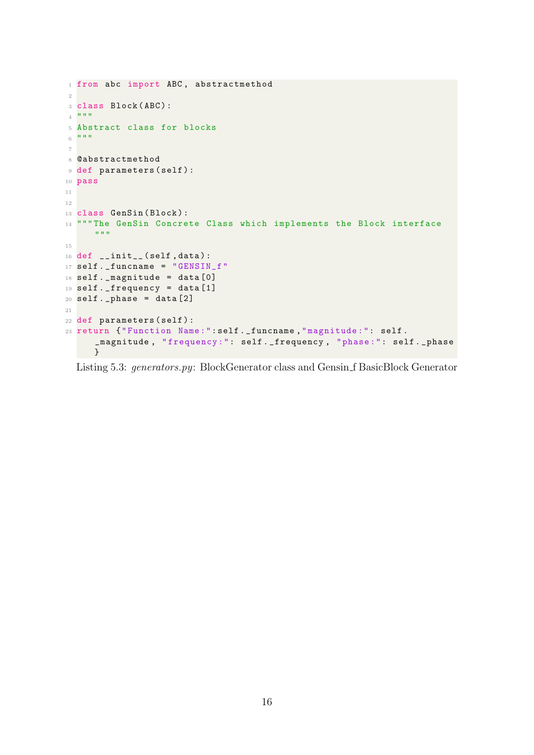```
from abc import ABC, abstractmethod

class Block(ABC):
"""
Abstract class for blocks
"""

@abstractmethod
def parameters(self):
pass


class GenSin(Block):
"""The GenSin Concrete Class which implements the Block interface
    """

def __init__(self,data):
self._funcname = "GENSIN_f"
self._magnitude = data[0]
self._frequency = data[1]
self._phase = data[2]

def parameters(self):
return {"Function Name:":self._funcname,"magnitude:": self.
    _magnitude, "frequency:": self._frequency, "phase:": self._phase
    }
```

Listing 5.3: *generators.py*: BlockGenerator class and Gensin_f BasicBlock Generator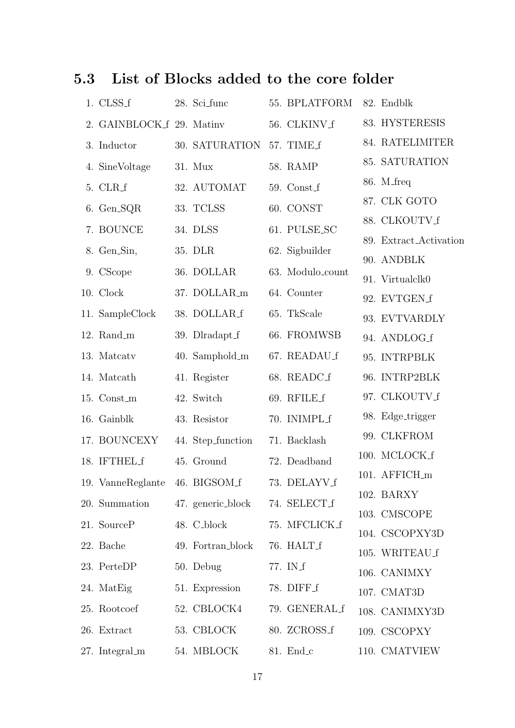### 5.3 List of Blocks added to the core folder

1. CLSS_f
2. GAINBLOCK_f
3. Inductor
4. SineVoltage
5. CLR_f
6. Gen_SQR
7. BOUNCE
8. Gen_Sin,
9. CScope
10. Clock
11. SampleClock
12. Rand_m
13. Matcatv
14. Matcath
15. Const_m
16. Gainblk
17. BOUNCEXY
18. IFTHEL_f
19. VanneReglante
20. Summation
21. SourceP
22. Bache
23. PerteDP
24. MatEig
25. Rootcoef
26. Extract
27. Integral_m
28. Sci_func
29. Matinv
30. SATURATION
31. Mux
32. AUTOMAT
33. TCLSS
34. DLSS
35. DLR
36. DOLLAR
37. DOLLAR_m
38. DOLLAR_f
39. Dlradapt_f
40. Samphold_m
41. Register
42. Switch
43. Resistor
44. Step_function
45. Ground
46. BIGSOM_f
47. generic_block
48. C_block
49. Fortran_block
50. Debug
51. Expression
52. CBLOCK4
53. CBLOCK
54. MBLOCK
55. BPLATFORM
56. CLKINV_f
57. TIME_f
58. RAMP
59. Const_f
60. CONST
61. PULSE_SC
62. Sigbuilder
63. Modulo_count
64. Counter
65. TkScale
66. FROMWSB
67. READAU_f
68. READC_f
69. RFILE_f
70. INIMPL_f
71. Backlash
72. Deadband
73. DELAYV_f
74. SELECT_f
75. MFCLICK_f
76. HALT_f
77. IN_f
78. DIFF_f
79. GENERAL_f
80. ZCROSS_f
81. End_c
82. Endblk
83. HYSTERESIS
84. RATELIMITER
85. SATURATION
86. M_freq
87. CLK GOTO
88. CLKOUTV_f
89. Extract_Activation
90. ANDBLK
91. Virtualclk0
92. EVTGEN_f
93. EVTVARDLY
94. ANDLOG_f
95. INTRPBLK
96. INTRP2BLK
97. CLKOUTV_f
98. Edge_trigger
99. CLKFROM
100. MCLOCK_f
101. AFFICH_m
102. BARXY
103. CMSCOPE
104. CSCOPXY3D
105. WRITEAU_f
106. CANIMXY
107. CMAT3D
108. CANIMXY3D
109. CSCOPXY
110. CMATVIEW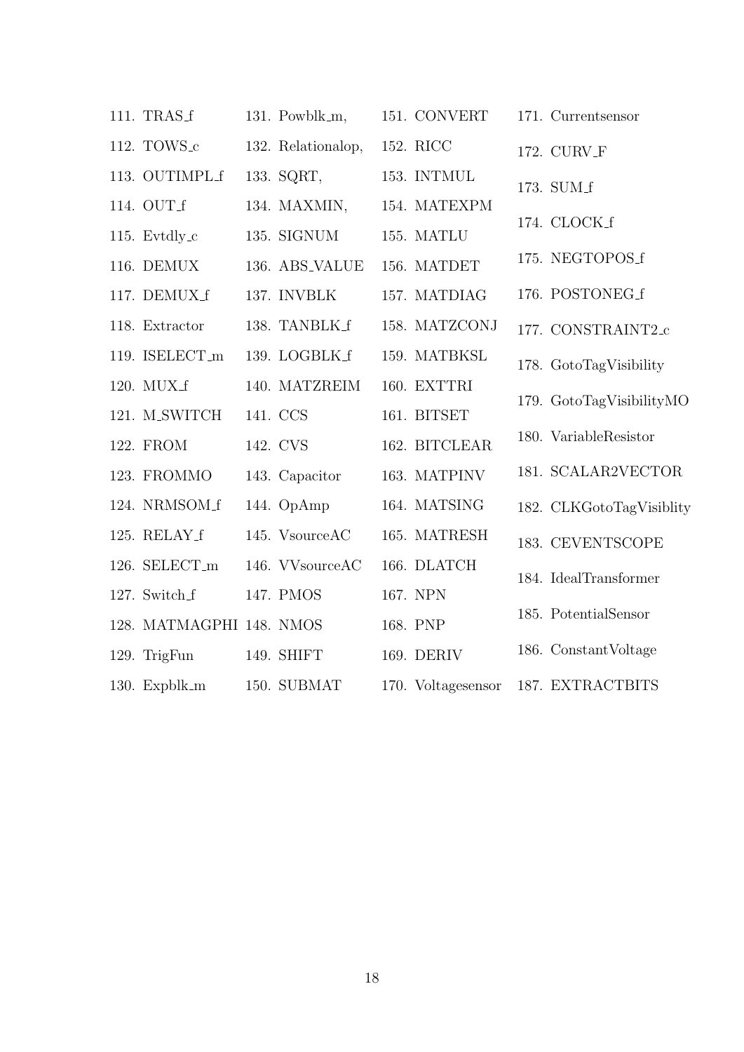111. TRAS_f
112. TOWS_c
113. OUTIMPL_f
114. OUT_f
115. Evtdly_c
116. DEMUX
117. DEMUX_f
118. Extractor
119. ISELECT_m
120. MUX_f
121. M_SWITCH
122. FROM
123. FROMMO
124. NRMSOM_f
125. RELAY_f
126. SELECT_m
127. Switch_f
128. MATMAGPHI
129. TrigFun
130. Expblk_m
131. Powblk_m,
132. Relationalop,
133. SQRT,
134. MAXMIN,
135. SIGNUM
136. ABS_VALUE
137. INVBLK
138. TANBLK_f
139. LOGBLK_f
140. MATZREIM
141. CCS
142. CVS
143. Capacitor
144. OpAmp
145. VsourceAC
146. VVsourceAC
147. PMOS
148. NMOS
149. SHIFT
150. SUBMAT
151. CONVERT
152. RICC
153. INTMUL
154. MATEXPM
155. MATLU
156. MATDET
157. MATDIAG
158. MATZCONJ
159. MATBKSL
160. EXTTRI
161. BITSET
162. BITCLEAR
163. MATPINV
164. MATSING
165. MATRESH
166. DLATCH
167. NPN
168. PNP
169. DERIV
170. Voltagesensor
171. Currentsensor
172. CURV_F
173. SUM_f
174. CLOCK_f
175. NEGTOPOS_f
176. POSTONEG_f
177. CONSTRAINT2_c
178. GotoTagVisibility
179. GotoTagVisibilityMO
180. VariableResistor
181. SCALAR2VECTOR
182. CLKGotoTagVisiblity
183. CEVENTSCOPE
184. IdealTransformer
185. PotentialSensor
186. ConstantVoltage
187. EXTRACTBITS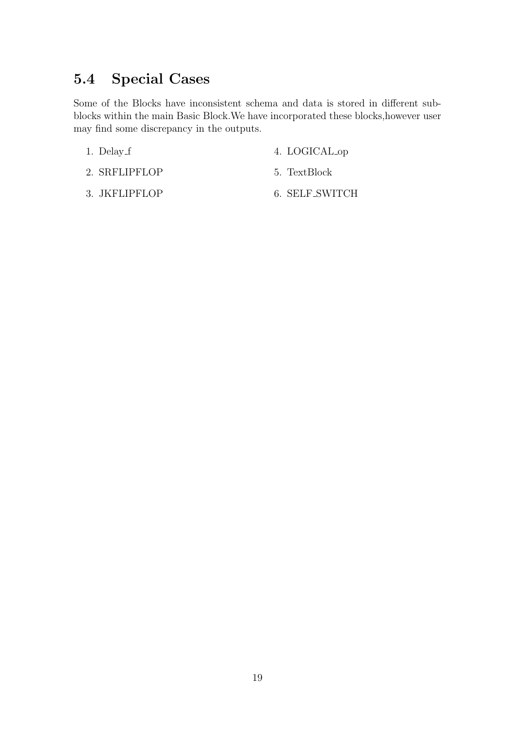## 5.4 Special Cases

Some of the Blocks have inconsistent schema and data is stored in different sub-blocks within the main Basic Block.We have incorporated these blocks,however user may find some discrepancy in the outputs.

1. Delay_f
2. SRFLIPFLOP
3. JKFLIPFLOP
4. LOGICAL_op
5. TextBlock
6. SELF_SWITCH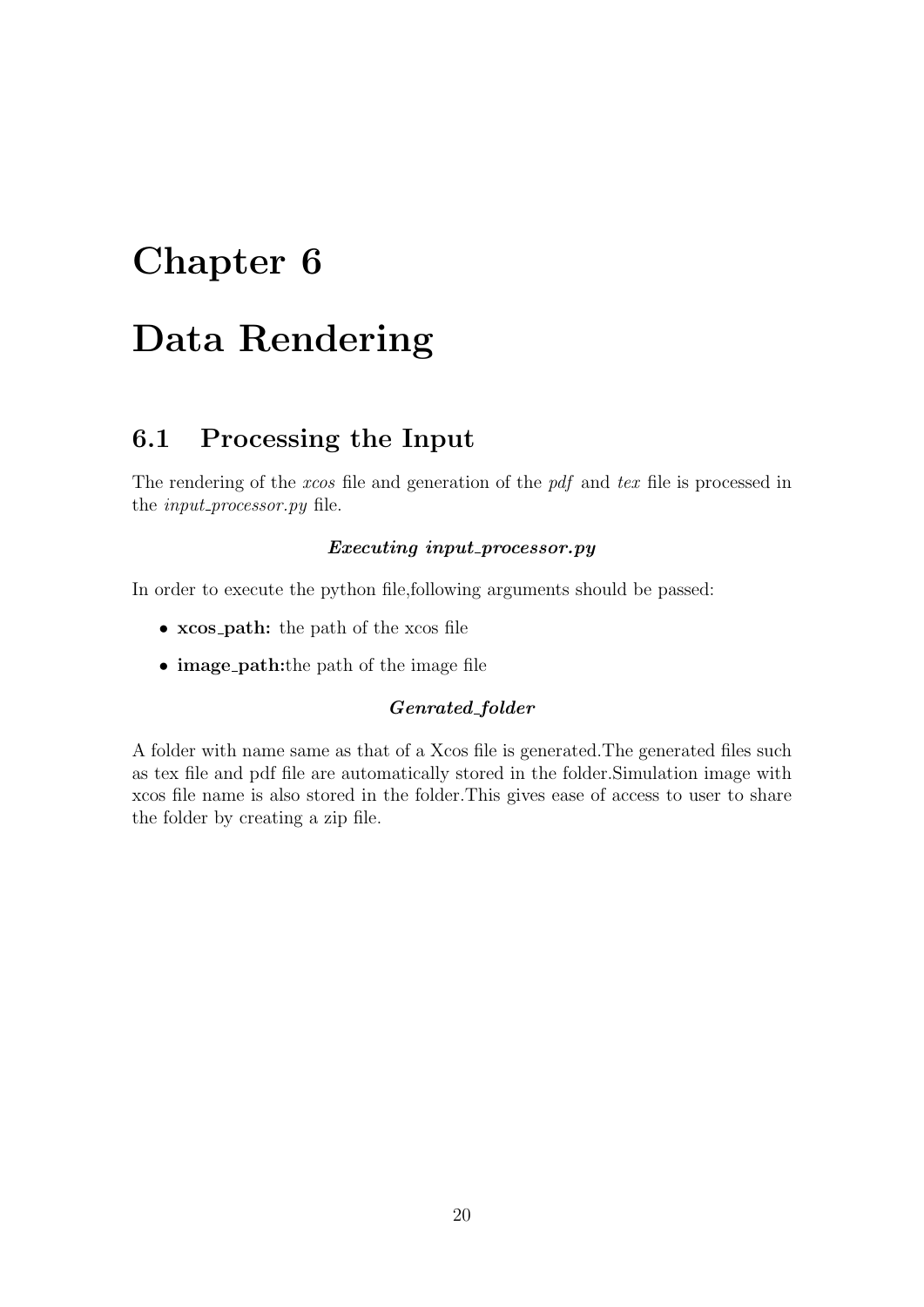# Chapter 6

# Data Rendering

## 6.1 Processing the Input

The rendering of the *xcos* file and generation of the *pdf* and *tex* file is processed in the *input_processor.py* file.

***Executing input_processor.py***

In order to execute the python file,following arguments should be passed:

- **xcos_path:** the path of the xcos file
- **image_path:**the path of the image file

***Genrated_folder***

A folder with name same as that of a Xcos file is generated.The generated files such as tex file and pdf file are automatically stored in the folder.Simulation image with xcos file name is also stored in the folder.This gives ease of access to user to share the folder by creating a zip file.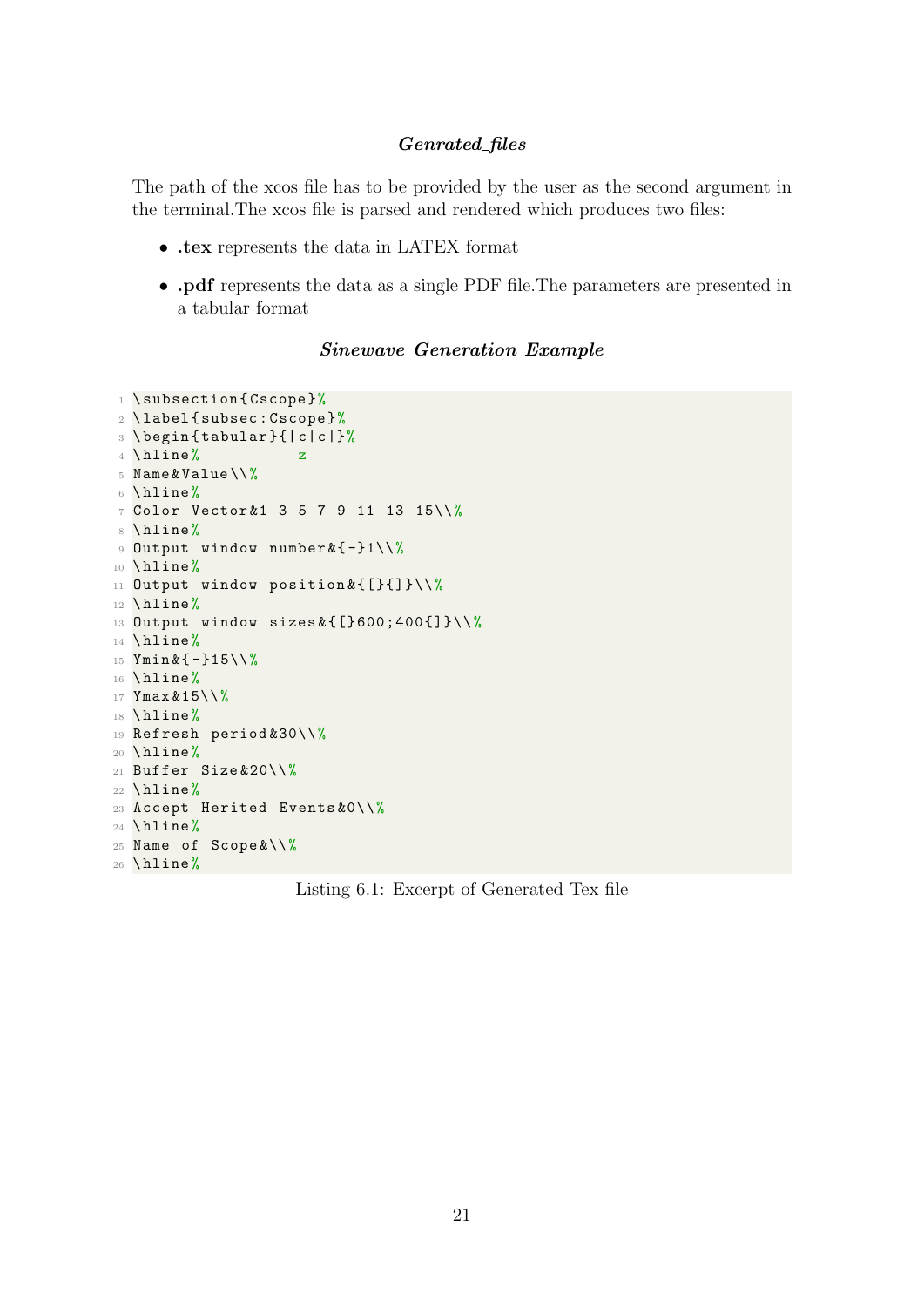***Genrated_files***

The path of the xcos file has to be provided by the user as the second argument in the terminal.The xcos file is parsed and rendered which produces two files:

- **.tex** represents the data in LATEX format
- **.pdf** represents the data as a single PDF file.The parameters are presented in a tabular format

***Sinewave Generation Example***

```
\subsection{Cscope}%
\label{subsec:Cscope}%
\begin{tabular}{|c|c|}%
\hline%          z
Name&Value\\%
\hline%
Color Vector&1 3 5 7 9 11 13 15\\%
\hline%
Output window number&{-}1\\%
\hline%
Output window position&{[}{]}\\%
\hline%
Output window sizes&{[}600;400{]}\\%
\hline%
Ymin&{-}15\\%
\hline%
Ymax&15\\%
\hline%
Refresh period&30\\%
\hline%
Buffer Size&20\\%
\hline%
Accept Herited Events&0\\%
\hline%
Name of Scope&\\%
\hline%
```

Listing 6.1: Excerpt of Generated Tex file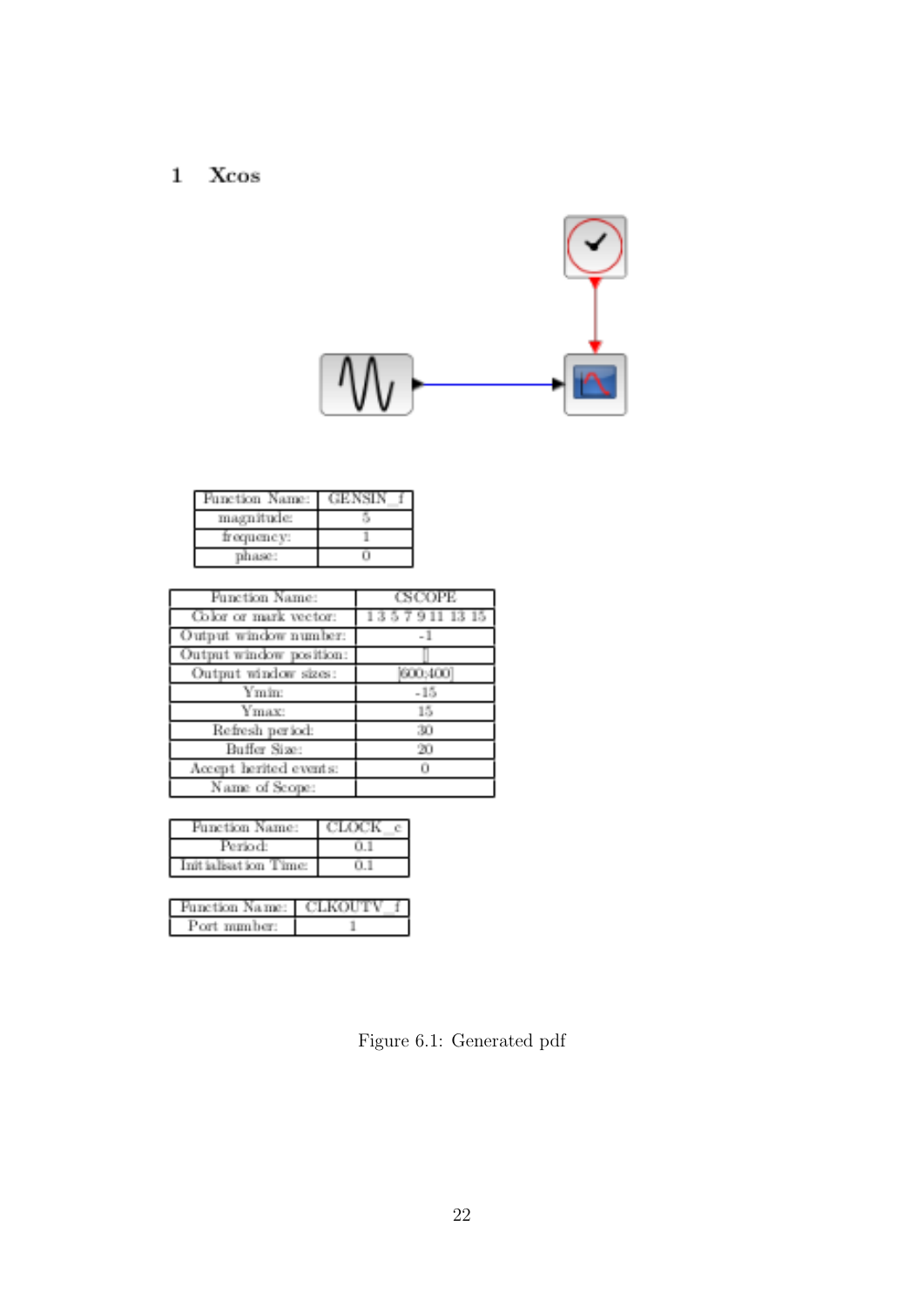## 1 Xcos

| Function Name: | GENSIN_f |
| --- | --- |
| magnitude: | 5 |
| frequency: | 1 |
| phase: | 0 |

| Function Name: | CSCOPE |
| --- | --- |
| Color or mark vector: | 1 3 5 7 9 11 13 15 |
| Output window number: | -1 |
| Output window position: | [] |
| Output window sizes: | [600;400] |
| Ymin: | -15 |
| Ymax: | 15 |
| Refresh period: | 30 |
| Buffer Size: | 20 |
| Accept herited events: | 0 |
| Name of Scope: | |

| Function Name: | CLOCK_c |
| --- | --- |
| Period: | 0.1 |
| Initialisation Time: | 0.1 |

| Function Name: | CLKOUTV_f |
| --- | --- |
| Port number: | 1 |

Figure 6.1: Generated pdf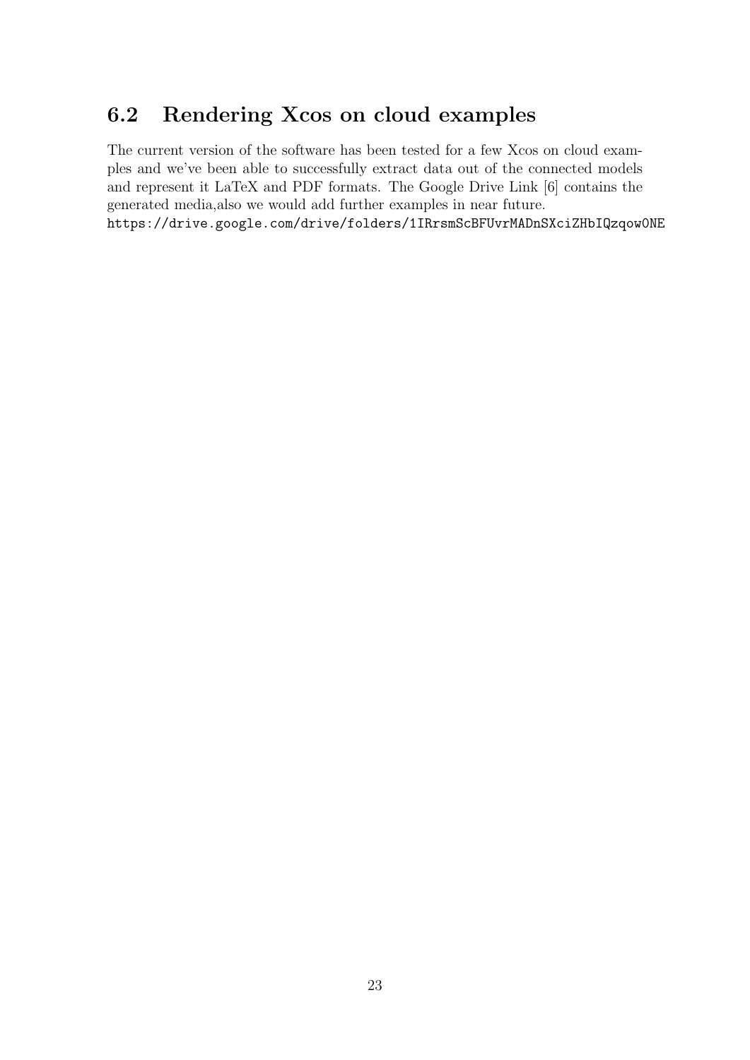## 6.2 Rendering Xcos on cloud examples

The current version of the software has been tested for a few Xcos on cloud examples and we've been able to successfully extract data out of the connected models and represent it LaTeX and PDF formats. The Google Drive Link [6] contains the generated media,also we would add further examples in near future.
https://drive.google.com/drive/folders/1IRrsmScBFUvrMADnSXciZHbIQzqowONE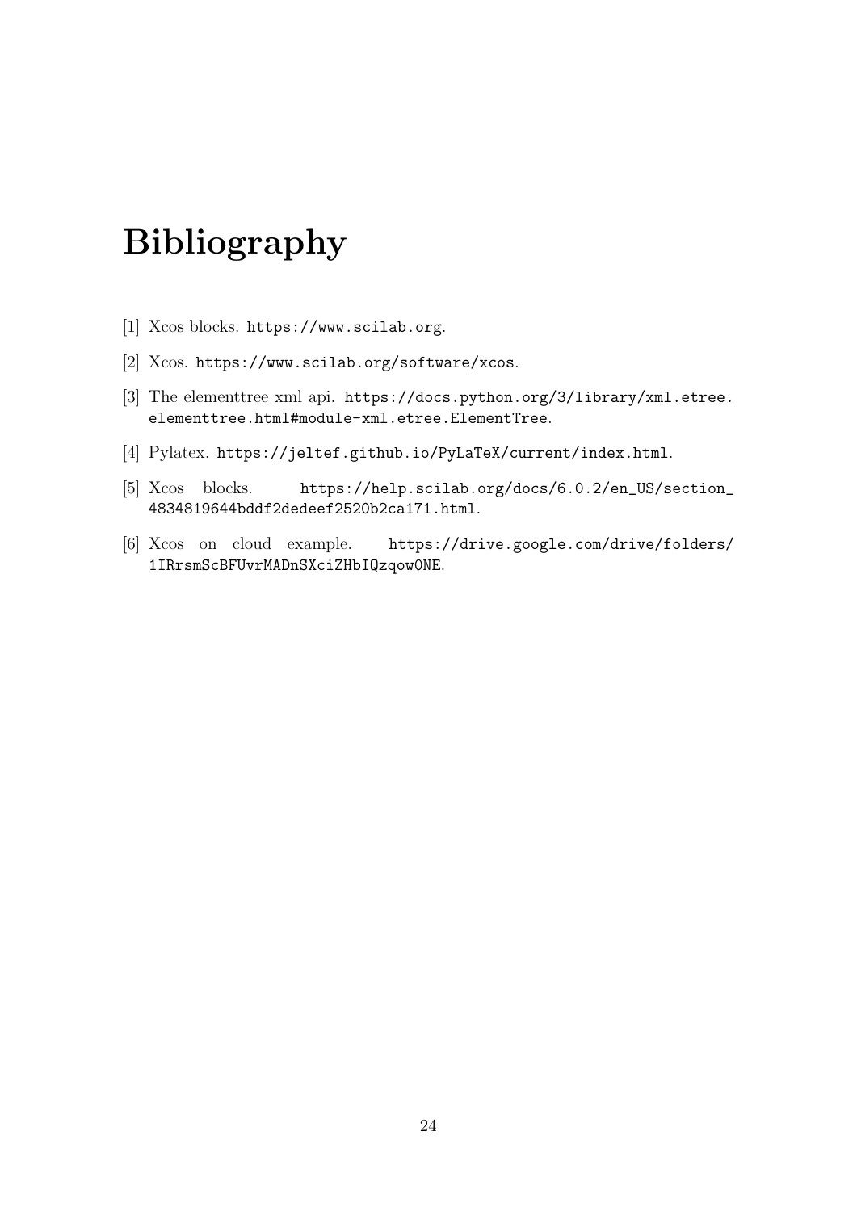# Bibliography

[1] Xcos blocks. https://www.scilab.org.

[2] Xcos. https://www.scilab.org/software/xcos.

[3] The elementtree xml api. https://docs.python.org/3/library/xml.etree.elementtree.html#module-xml.etree.ElementTree.

[4] Pylatex. https://jeltef.github.io/PyLaTeX/current/index.html.

[5] Xcos blocks. https://help.scilab.org/docs/6.0.2/en_US/section_4834819644bddf2dedeef2520b2ca171.html.

[6] Xcos on cloud example. https://drive.google.com/drive/folders/1IRrsmScBFUvrMADnSXciZHbIQzqow0NE.